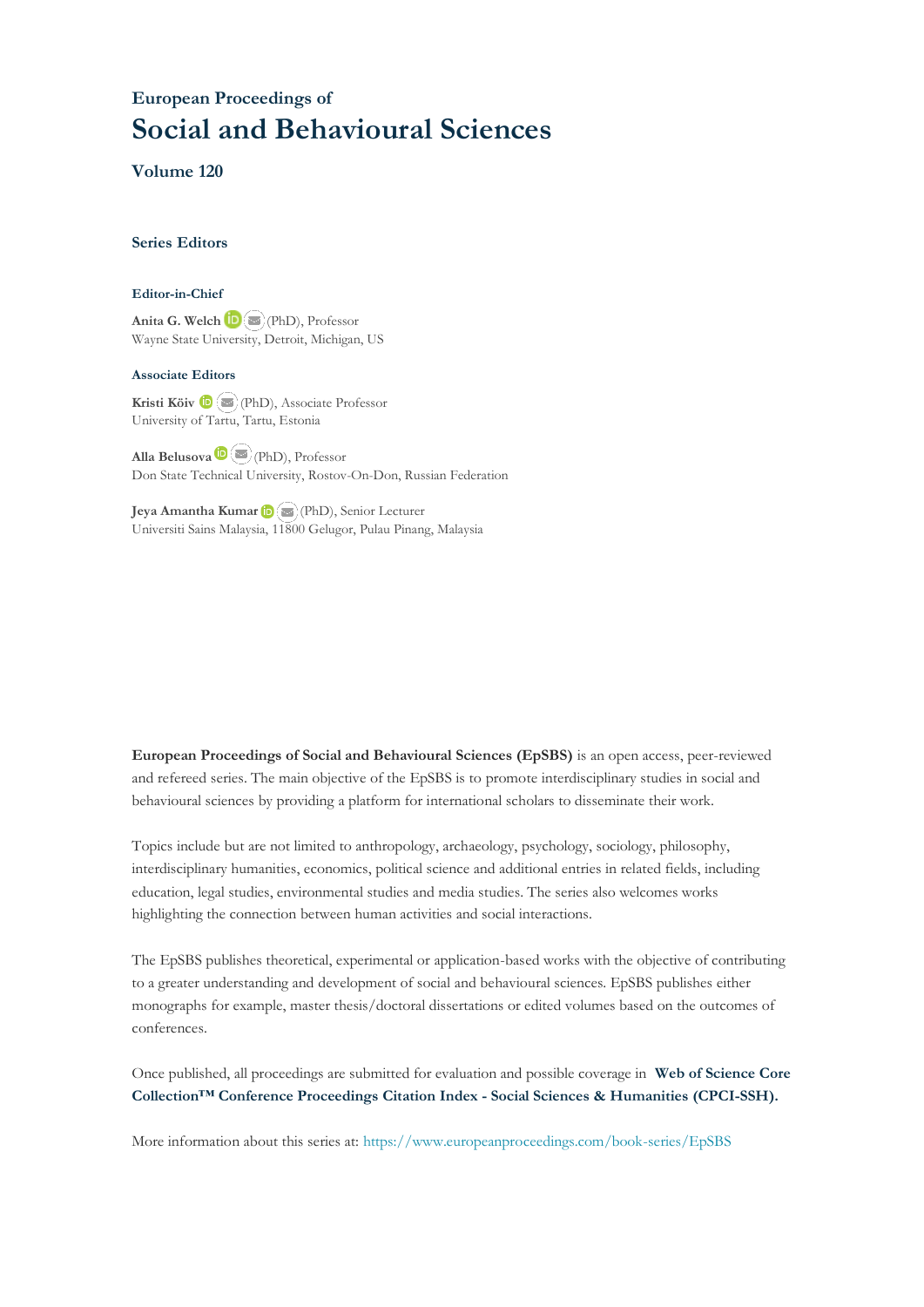European Proceedings of
# Social and Behavioural Sciences

## Volume 120

### Series Editors

#### Editor-in-Chief

**Anita G. Welch** (PhD), Professor
Wayne State University, Detroit, Michigan, US

#### Associate Editors

**Kristi Köiv** (PhD), Associate Professor
University of Tartu, Tartu, Estonia

**Alla Belusova** (PhD), Professor
Don State Technical University, Rostov-On-Don, Russian Federation

**Jeya Amantha Kumar** (PhD), Senior Lecturer
Universiti Sains Malaysia, 11800 Gelugor, Pulau Pinang, Malaysia

**European Proceedings of Social and Behavioural Sciences (EpSBS)** is an open access, peer-reviewed and refereed series. The main objective of the EpSBS is to promote interdisciplinary studies in social and behavioural sciences by providing a platform for international scholars to disseminate their work.

Topics include but are not limited to anthropology, archaeology, psychology, sociology, philosophy, interdisciplinary humanities, economics, political science and additional entries in related fields, including education, legal studies, environmental studies and media studies. The series also welcomes works highlighting the connection between human activities and social interactions.

The EpSBS publishes theoretical, experimental or application-based works with the objective of contributing to a greater understanding and development of social and behavioural sciences. EpSBS publishes either monographs for example, master thesis/doctoral dissertations or edited volumes based on the outcomes of conferences.

Once published, all proceedings are submitted for evaluation and possible coverage in **Web of Science Core Collection™ Conference Proceedings Citation Index - Social Sciences & Humanities (CPCI-SSH).**

More information about this series at: https://www.europeanproceedings.com/book-series/EpSBS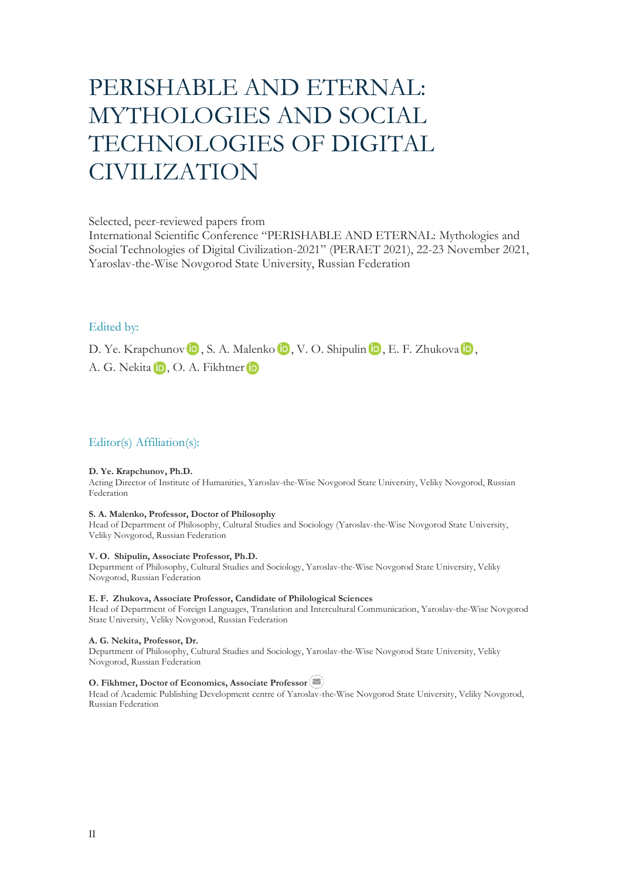# PERISHABLE AND ETERNAL: MYTHOLOGIES AND SOCIAL TECHNOLOGIES OF DIGITAL CIVILIZATION

Selected, peer-reviewed papers from
International Scientific Conference "PERISHABLE AND ETERNAL: Mythologies and Social Technologies of Digital Civilization-2021" (PERAET 2021), 22-23 November 2021, Yaroslav-the-Wise Novgorod State University, Russian Federation

## Edited by:

D. Ye. Krapchunov, S. A. Malenko, V. O. Shipulin, E. F. Zhukova, A. G. Nekita, O. A. Fikhtner

## Editor(s) Affiliation(s):

**D. Ye. Krapchunov, Ph.D.**
Acting Director of Institute of Humanities, Yaroslav-the-Wise Novgorod State University, Veliky Novgorod, Russian Federation

**S. A. Malenko, Professor, Doctor of Philosophy**
Head of Department of Philosophy, Cultural Studies and Sociology (Yaroslav-the-Wise Novgorod State University, Veliky Novgorod, Russian Federation

**V. O. Shipulin, Associate Professor, Ph.D.**
Department of Philosophy, Cultural Studies and Sociology, Yaroslav-the-Wise Novgorod State University, Veliky Novgorod, Russian Federation

**E. F. Zhukova, Associate Professor, Candidate of Philological Sciences**
Head of Department of Foreign Languages, Translation and Intercultural Communication, Yaroslav-the-Wise Novgorod State University, Veliky Novgorod, Russian Federation

**A. G. Nekita, Professor, Dr.**
Department of Philosophy, Cultural Studies and Sociology, Yaroslav-the-Wise Novgorod State University, Veliky Novgorod, Russian Federation

**O. Fikhtner, Doctor of Economics, Associate Professor**
Head of Academic Publishing Development centre of Yaroslav-the-Wise Novgorod State University, Veliky Novgorod, Russian Federation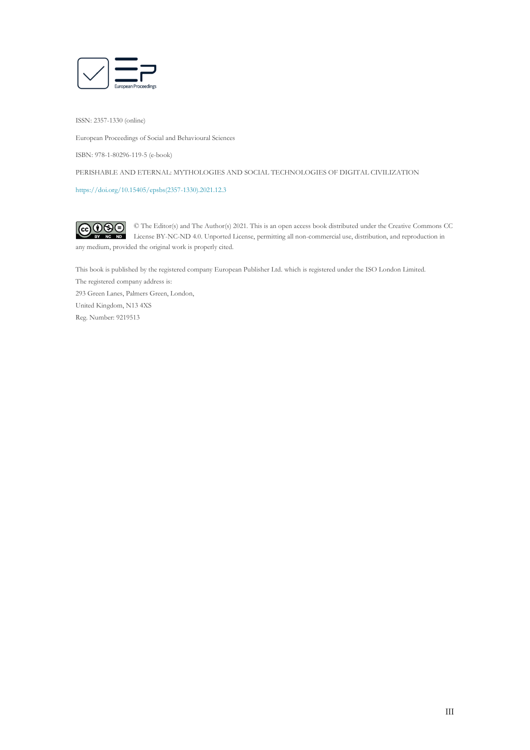ISSN: 2357-1330 (online)

European Proceedings of Social and Behavioural Sciences

ISBN: 978-1-80296-119-5 (e-book)

PERISHABLE AND ETERNAL: MYTHOLOGIES AND SOCIAL TECHNOLOGIES OF DIGITAL CIVILIZATION

https://doi.org/10.15405/epsbs(2357-1330).2021.12.3

© The Editor(s) and The Author(s) 2021. This is an open access book distributed under the Creative Commons CC License BY-NC-ND 4.0. Unported License, permitting all non-commercial use, distribution, and reproduction in any medium, provided the original work is properly cited.

This book is published by the registered company European Publisher Ltd. which is registered under the ISO London Limited.
The registered company address is:
293 Green Lanes, Palmers Green, London,
United Kingdom, N13 4XS
Reg. Number: 9219513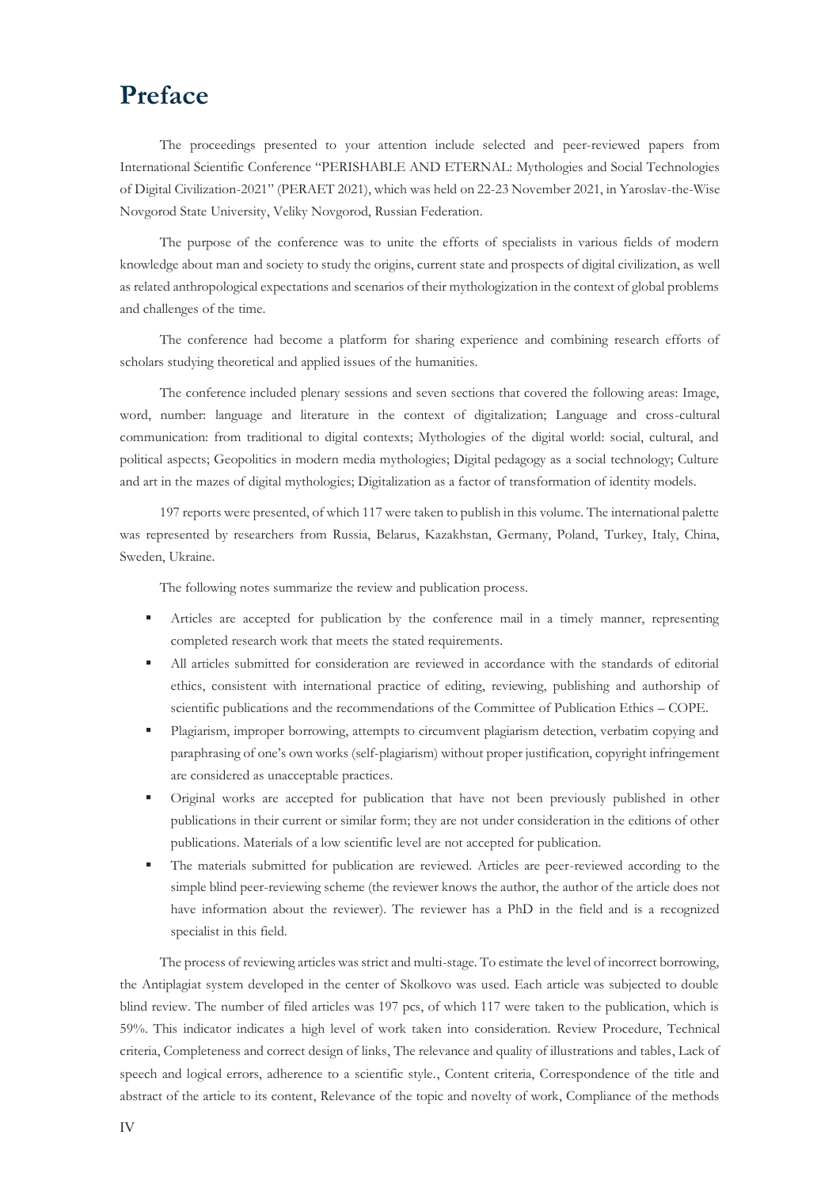# Preface

The proceedings presented to your attention include selected and peer-reviewed papers from International Scientific Conference "PERISHABLE AND ETERNAL: Mythologies and Social Technologies of Digital Civilization-2021" (PERAET 2021), which was held on 22-23 November 2021, in Yaroslav-the-Wise Novgorod State University, Veliky Novgorod, Russian Federation.

The purpose of the conference was to unite the efforts of specialists in various fields of modern knowledge about man and society to study the origins, current state and prospects of digital civilization, as well as related anthropological expectations and scenarios of their mythologization in the context of global problems and challenges of the time.

The conference had become a platform for sharing experience and combining research efforts of scholars studying theoretical and applied issues of the humanities.

The conference included plenary sessions and seven sections that covered the following areas: Image, word, number: language and literature in the context of digitalization; Language and cross-cultural communication: from traditional to digital contexts; Mythologies of the digital world: social, cultural, and political aspects; Geopolitics in modern media mythologies; Digital pedagogy as a social technology; Culture and art in the mazes of digital mythologies; Digitalization as a factor of transformation of identity models.

197 reports were presented, of which 117 were taken to publish in this volume. The international palette was represented by researchers from Russia, Belarus, Kazakhstan, Germany, Poland, Turkey, Italy, China, Sweden, Ukraine.

The following notes summarize the review and publication process.

- Articles are accepted for publication by the conference mail in a timely manner, representing completed research work that meets the stated requirements.
- All articles submitted for consideration are reviewed in accordance with the standards of editorial ethics, consistent with international practice of editing, reviewing, publishing and authorship of scientific publications and the recommendations of the Committee of Publication Ethics – COPE.
- Plagiarism, improper borrowing, attempts to circumvent plagiarism detection, verbatim copying and paraphrasing of one's own works (self-plagiarism) without proper justification, copyright infringement are considered as unacceptable practices.
- Original works are accepted for publication that have not been previously published in other publications in their current or similar form; they are not under consideration in the editions of other publications. Materials of a low scientific level are not accepted for publication.
- The materials submitted for publication are reviewed. Articles are peer-reviewed according to the simple blind peer-reviewing scheme (the reviewer knows the author, the author of the article does not have information about the reviewer). The reviewer has a PhD in the field and is a recognized specialist in this field.

The process of reviewing articles was strict and multi-stage. To estimate the level of incorrect borrowing, the Antiplagiat system developed in the center of Skolkovo was used. Each article was subjected to double blind review. The number of filed articles was 197 pcs, of which 117 were taken to the publication, which is 59%. This indicator indicates a high level of work taken into consideration. Review Procedure, Technical criteria, Completeness and correct design of links, The relevance and quality of illustrations and tables, Lack of speech and logical errors, adherence to a scientific style., Content criteria, Correspondence of the title and abstract of the article to its content, Relevance of the topic and novelty of work, Compliance of the methods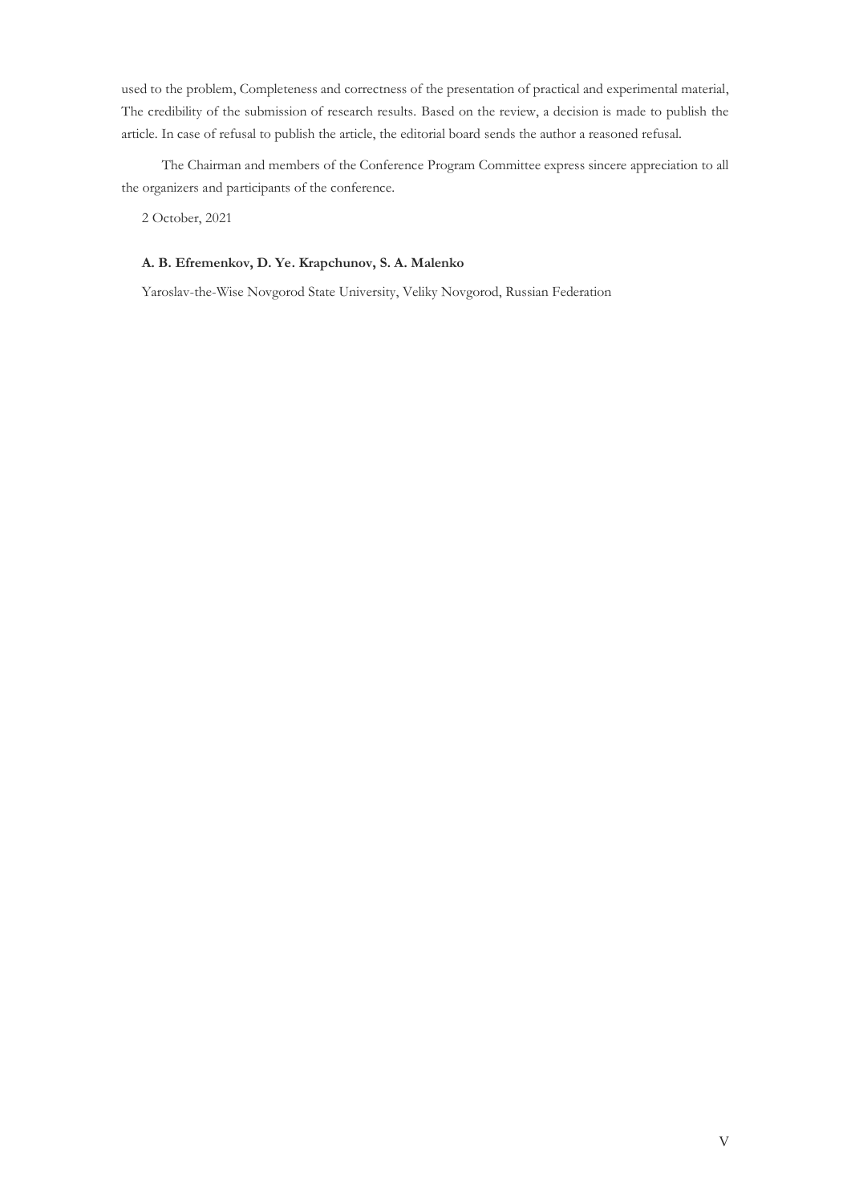used to the problem, Completeness and correctness of the presentation of practical and experimental material, The credibility of the submission of research results. Based on the review, a decision is made to publish the article. In case of refusal to publish the article, the editorial board sends the author a reasoned refusal.

The Chairman and members of the Conference Program Committee express sincere appreciation to all the organizers and participants of the conference.

2 October, 2021

**A. B. Efremenkov, D. Ye. Krapchunov, S. A. Malenko**

Yaroslav-the-Wise Novgorod State University, Veliky Novgorod, Russian Federation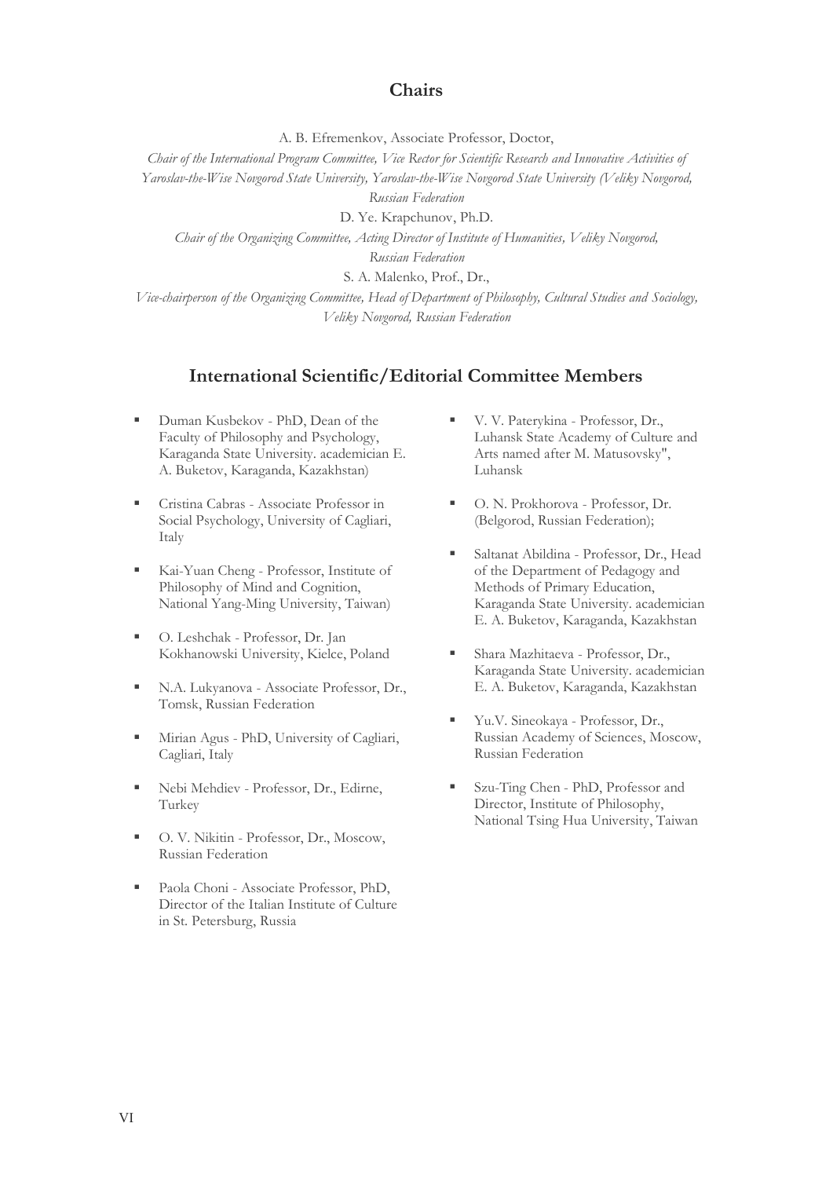## Chairs

A. B. Efremenkov, Associate Professor, Doctor,

*Chair of the International Program Committee, Vice Rector for Scientific Research and Innovative Activities of Yaroslav-the-Wise Novgorod State University, Yaroslav-the-Wise Novgorod State University (Veliky Novgorod, Russian Federation*

D. Ye. Krapchunov, Ph.D.

*Chair of the Organizing Committee, Acting Director of Institute of Humanities, Veliky Novgorod, Russian Federation*

S. A. Malenko, Prof., Dr.,

*Vice-chairperson of the Organizing Committee, Head of Department of Philosophy, Cultural Studies and Sociology, Veliky Novgorod, Russian Federation*

## International Scientific/Editorial Committee Members

- Duman Kusbekov - PhD, Dean of the Faculty of Philosophy and Psychology, Karaganda State University. academician E. A. Buketov, Karaganda, Kazakhstan)
- Cristina Cabras - Associate Professor in Social Psychology, University of Cagliari, Italy
- Kai-Yuan Cheng - Professor, Institute of Philosophy of Mind and Cognition, National Yang-Ming University, Taiwan)
- O. Leshchak - Professor, Dr. Jan Kokhanowski University, Kielce, Poland
- N.A. Lukyanova - Associate Professor, Dr., Tomsk, Russian Federation
- Mirian Agus - PhD, University of Cagliari, Cagliari, Italy
- Nebi Mehdiev - Professor, Dr., Edirne, Turkey
- O. V. Nikitin - Professor, Dr., Moscow, Russian Federation
- Paola Choni - Associate Professor, PhD, Director of the Italian Institute of Culture in St. Petersburg, Russia
- V. V. Paterykina - Professor, Dr., Luhansk State Academy of Culture and Arts named after M. Matusovsky", Luhansk
- O. N. Prokhorova - Professor, Dr. (Belgorod, Russian Federation);
- Saltanat Abildina - Professor, Dr., Head of the Department of Pedagogy and Methods of Primary Education, Karaganda State University. academician E. A. Buketov, Karaganda, Kazakhstan
- Shara Mazhitaeva - Professor, Dr., Karaganda State University. academician E. A. Buketov, Karaganda, Kazakhstan
- Yu.V. Sineokaya - Professor, Dr., Russian Academy of Sciences, Moscow, Russian Federation
- Szu-Ting Chen - PhD, Professor and Director, Institute of Philosophy, National Tsing Hua University, Taiwan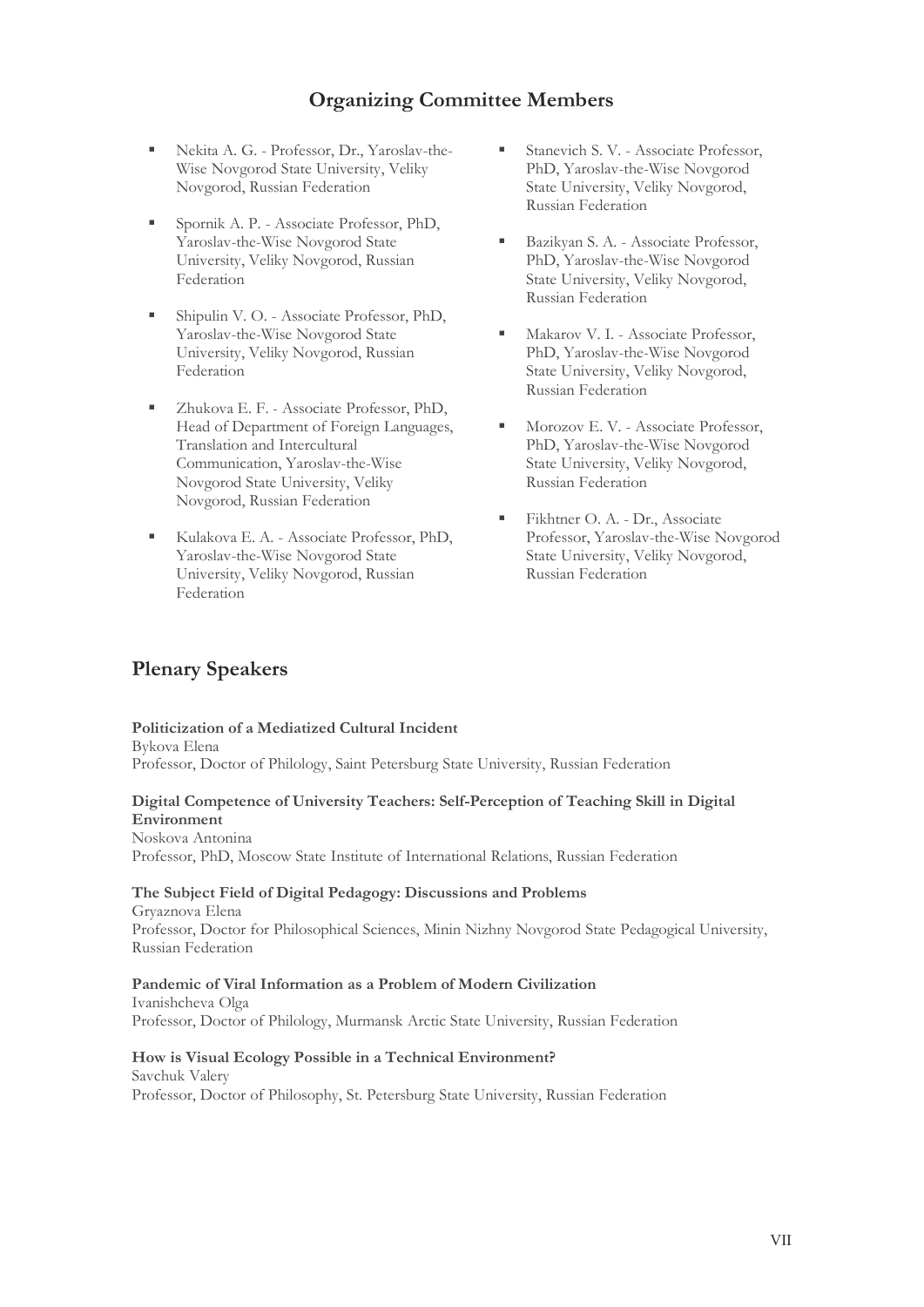## Organizing Committee Members

- Nekita A. G. - Professor, Dr., Yaroslav-the-Wise Novgorod State University, Veliky Novgorod, Russian Federation
- Spornik A. P. - Associate Professor, PhD, Yaroslav-the-Wise Novgorod State University, Veliky Novgorod, Russian Federation
- Shipulin V. O. - Associate Professor, PhD, Yaroslav-the-Wise Novgorod State University, Veliky Novgorod, Russian Federation
- Zhukova E. F. - Associate Professor, PhD, Head of Department of Foreign Languages, Translation and Intercultural Communication, Yaroslav-the-Wise Novgorod State University, Veliky Novgorod, Russian Federation
- Kulakova E. A. - Associate Professor, PhD, Yaroslav-the-Wise Novgorod State University, Veliky Novgorod, Russian Federation
- Stanevich S. V. - Associate Professor, PhD, Yaroslav-the-Wise Novgorod State University, Veliky Novgorod, Russian Federation
- Bazikyan S. A. - Associate Professor, PhD, Yaroslav-the-Wise Novgorod State University, Veliky Novgorod, Russian Federation
- Makarov V. I. - Associate Professor, PhD, Yaroslav-the-Wise Novgorod State University, Veliky Novgorod, Russian Federation
- Morozov E. V. - Associate Professor, PhD, Yaroslav-the-Wise Novgorod State University, Veliky Novgorod, Russian Federation
- Fikhtner O. A. - Dr., Associate Professor, Yaroslav-the-Wise Novgorod State University, Veliky Novgorod, Russian Federation

## Plenary Speakers

**Politicization of a Mediatized Cultural Incident**
Bykova Elena
Professor, Doctor of Philology, Saint Petersburg State University, Russian Federation

**Digital Competence of University Teachers: Self-Perception of Teaching Skill in Digital Environment**
Noskova Antonina
Professor, PhD, Moscow State Institute of International Relations, Russian Federation

**The Subject Field of Digital Pedagogy: Discussions and Problems**
Gryaznova Elena
Professor, Doctor for Philosophical Sciences, Minin Nizhny Novgorod State Pedagogical University, Russian Federation

**Pandemic of Viral Information as a Problem of Modern Civilization**
Ivanishcheva Olga
Professor, Doctor of Philology, Murmansk Arctic State University, Russian Federation

**How is Visual Ecology Possible in a Technical Environment?**
Savchuk Valery
Professor, Doctor of Philosophy, St. Petersburg State University, Russian Federation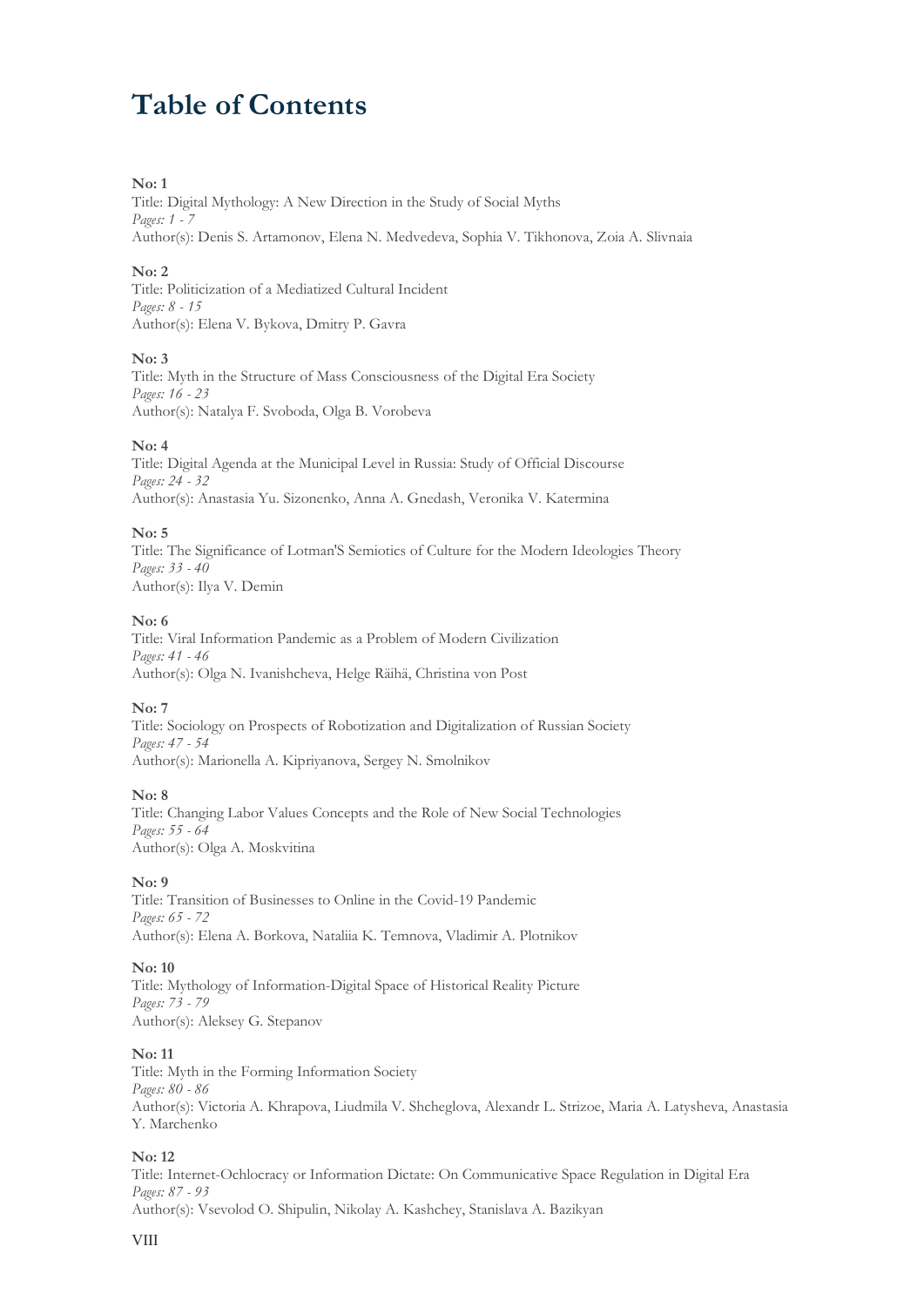# Table of Contents

**No: 1**
Title: Digital Mythology: A New Direction in the Study of Social Myths
*Pages: 1 - 7*
Author(s): Denis S. Artamonov, Elena N. Medvedeva, Sophia V. Tikhonova, Zoia A. Slivnaia

**No: 2**
Title: Politicization of a Mediatized Cultural Incident
*Pages: 8 - 15*
Author(s): Elena V. Bykova, Dmitry P. Gavra

**No: 3**
Title: Myth in the Structure of Mass Consciousness of the Digital Era Society
*Pages: 16 - 23*
Author(s): Natalya F. Svoboda, Olga B. Vorobeva

**No: 4**
Title: Digital Agenda at the Municipal Level in Russia: Study of Official Discourse
*Pages: 24 - 32*
Author(s): Anastasia Yu. Sizonenko, Anna A. Gnedash, Veronika V. Katermina

**No: 5**
Title: The Significance of Lotman'S Semiotics of Culture for the Modern Ideologies Theory
*Pages: 33 - 40*
Author(s): Ilya V. Demin

**No: 6**
Title: Viral Information Pandemic as a Problem of Modern Civilization
*Pages: 41 - 46*
Author(s): Olga N. Ivanishcheva, Helge Räihä, Christina von Post

**No: 7**
Title: Sociology on Prospects of Robotization and Digitalization of Russian Society
*Pages: 47 - 54*
Author(s): Marionella A. Kipriyanova, Sergey N. Smolnikov

**No: 8**
Title: Changing Labor Values Concepts and the Role of New Social Technologies
*Pages: 55 - 64*
Author(s): Olga A. Moskvitina

**No: 9**
Title: Transition of Businesses to Online in the Covid-19 Pandemic
*Pages: 65 - 72*
Author(s): Elena A. Borkova, Nataliia K. Temnova, Vladimir A. Plotnikov

**No: 10**
Title: Mythology of Information-Digital Space of Historical Reality Picture
*Pages: 73 - 79*
Author(s): Aleksey G. Stepanov

**No: 11**
Title: Myth in the Forming Information Society
*Pages: 80 - 86*
Author(s): Victoria A. Khrapova, Liudmila V. Shcheglova, Alexandr L. Strizoe, Maria A. Latysheva, Anastasia Y. Marchenko

**No: 12**
Title: Internet-Ochlocracy or Information Dictate: On Communicative Space Regulation in Digital Era
*Pages: 87 - 93*
Author(s): Vsevolod O. Shipulin, Nikolay A. Kashchey, Stanislava A. Bazikyan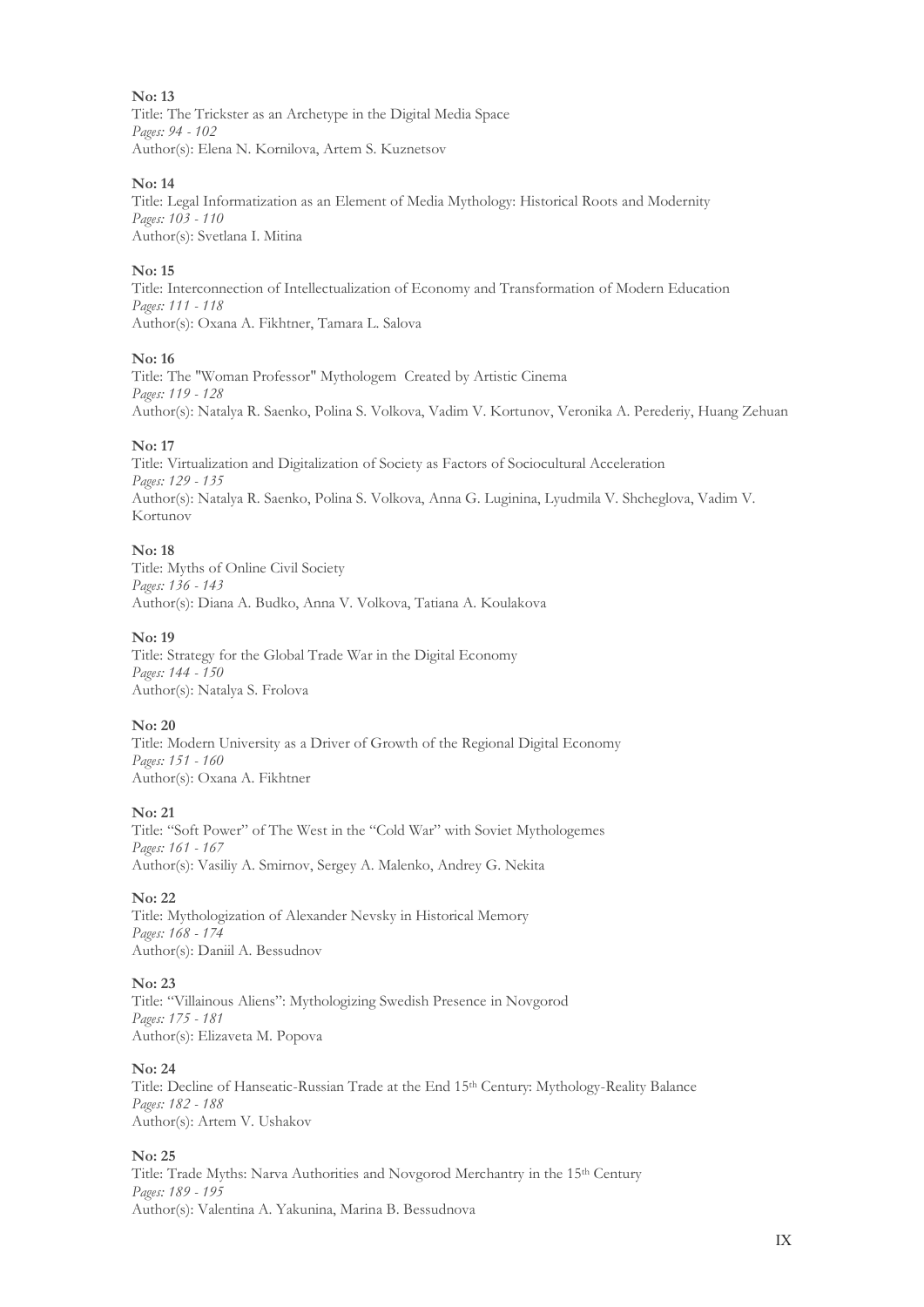**No: 13**
Title: The Trickster as an Archetype in the Digital Media Space
*Pages: 94 - 102*
Author(s): Elena N. Kornilova, Artem S. Kuznetsov

**No: 14**
Title: Legal Informatization as an Element of Media Mythology: Historical Roots and Modernity
*Pages: 103 - 110*
Author(s): Svetlana I. Mitina

**No: 15**
Title: Interconnection of Intellectualization of Economy and Transformation of Modern Education
*Pages: 111 - 118*
Author(s): Oxana A. Fikhtner, Tamara L. Salova

**No: 16**
Title: The "Woman Professor" Mythologem Created by Artistic Cinema
*Pages: 119 - 128*
Author(s): Natalya R. Saenko, Polina S. Volkova, Vadim V. Kortunov, Veronika A. Perederiy, Huang Zehuan

**No: 17**
Title: Virtualization and Digitalization of Society as Factors of Sociocultural Acceleration
*Pages: 129 - 135*
Author(s): Natalya R. Saenko, Polina S. Volkova, Anna G. Luginina, Lyudmila V. Shcheglova, Vadim V. Kortunov

**No: 18**
Title: Myths of Online Civil Society
*Pages: 136 - 143*
Author(s): Diana A. Budko, Anna V. Volkova, Tatiana A. Koulakova

**No: 19**
Title: Strategy for the Global Trade War in the Digital Economy
*Pages: 144 - 150*
Author(s): Natalya S. Frolova

**No: 20**
Title: Modern University as a Driver of Growth of the Regional Digital Economy
*Pages: 151 - 160*
Author(s): Oxana A. Fikhtner

**No: 21**
Title: “Soft Power” of The West in the “Cold War” with Soviet Mythologemes
*Pages: 161 - 167*
Author(s): Vasiliy A. Smirnov, Sergey A. Malenko, Andrey G. Nekita

**No: 22**
Title: Mythologization of Alexander Nevsky in Historical Memory
*Pages: 168 - 174*
Author(s): Daniil A. Bessudnov

**No: 23**
Title: “Villainous Aliens”: Mythologizing Swedish Presence in Novgorod
*Pages: 175 - 181*
Author(s): Elizaveta M. Popova

**No: 24**
Title: Decline of Hanseatic-Russian Trade at the End 15th Century: Mythology-Reality Balance
*Pages: 182 - 188*
Author(s): Artem V. Ushakov

**No: 25**
Title: Trade Myths: Narva Authorities and Novgorod Merchantry in the 15th Century
*Pages: 189 - 195*
Author(s): Valentina A. Yakunina, Marina B. Bessudnova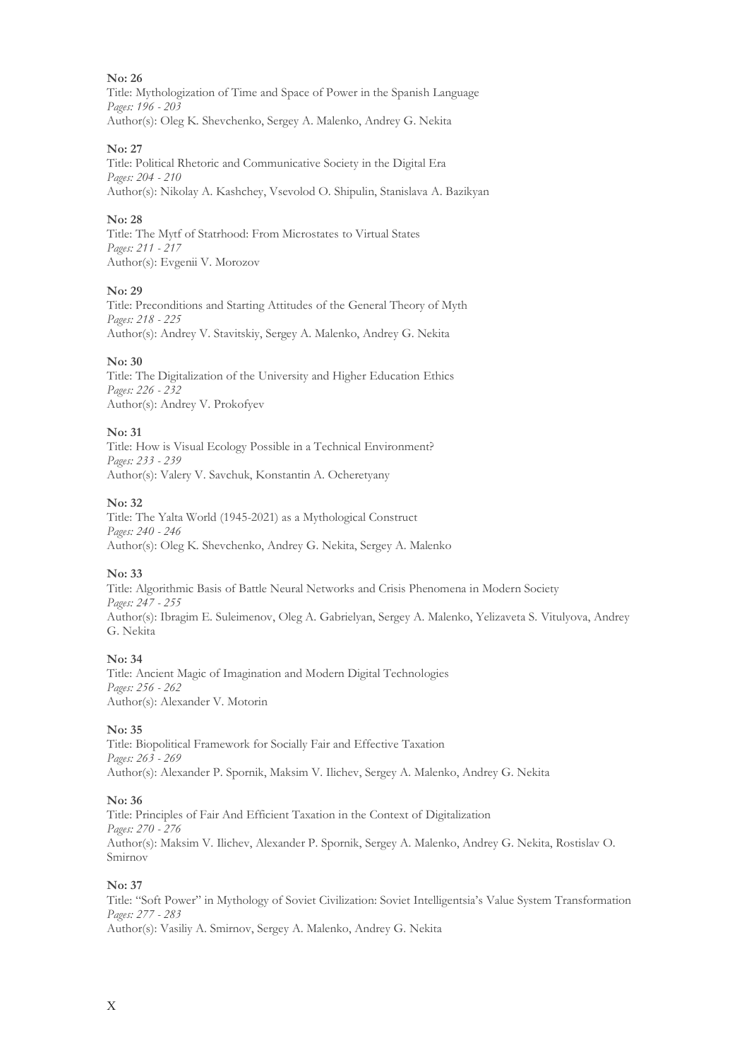**No: 26**
Title: Mythologization of Time and Space of Power in the Spanish Language
*Pages: 196 - 203*
Author(s): Oleg K. Shevchenko, Sergey A. Malenko, Andrey G. Nekita

**No: 27**
Title: Political Rhetoric and Communicative Society in the Digital Era
*Pages: 204 - 210*
Author(s): Nikolay A. Kashchey, Vsevolod O. Shipulin, Stanislava A. Bazikyan

**No: 28**
Title: The Mytf of Statrhood: From Microstates to Virtual States
*Pages: 211 - 217*
Author(s): Evgenii V. Morozov

**No: 29**
Title: Preconditions and Starting Attitudes of the General Theory of Myth
*Pages: 218 - 225*
Author(s): Andrey V. Stavitskiy, Sergey A. Malenko, Andrey G. Nekita

**No: 30**
Title: The Digitalization of the University and Higher Education Ethics
*Pages: 226 - 232*
Author(s): Andrey V. Prokofyev

**No: 31**
Title: How is Visual Ecology Possible in a Technical Environment?
*Pages: 233 - 239*
Author(s): Valery V. Savchuk, Konstantin A. Ocheretyany

**No: 32**
Title: The Yalta World (1945-2021) as a Mythological Construct
*Pages: 240 - 246*
Author(s): Oleg K. Shevchenko, Andrey G. Nekita, Sergey A. Malenko

**No: 33**
Title: Algorithmic Basis of Battle Neural Networks and Crisis Phenomena in Modern Society
*Pages: 247 - 255*
Author(s): Ibragim E. Suleimenov, Oleg A. Gabrielyan, Sergey A. Malenko, Yelizaveta S. Vitulyova, Andrey G. Nekita

**No: 34**
Title: Ancient Magic of Imagination and Modern Digital Technologies
*Pages: 256 - 262*
Author(s): Alexander V. Motorin

**No: 35**
Title: Biopolitical Framework for Socially Fair and Effective Taxation
*Pages: 263 - 269*
Author(s): Alexander P. Spornik, Maksim V. Ilichev, Sergey A. Malenko, Andrey G. Nekita

**No: 36**
Title: Principles of Fair And Efficient Taxation in the Context of Digitalization
*Pages: 270 - 276*
Author(s): Maksim V. Ilichev, Alexander P. Spornik, Sergey A. Malenko, Andrey G. Nekita, Rostislav O. Smirnov

**No: 37**
Title: "Soft Power" in Mythology of Soviet Civilization: Soviet Intelligentsia's Value System Transformation
*Pages: 277 - 283*
Author(s): Vasiliy A. Smirnov, Sergey A. Malenko, Andrey G. Nekita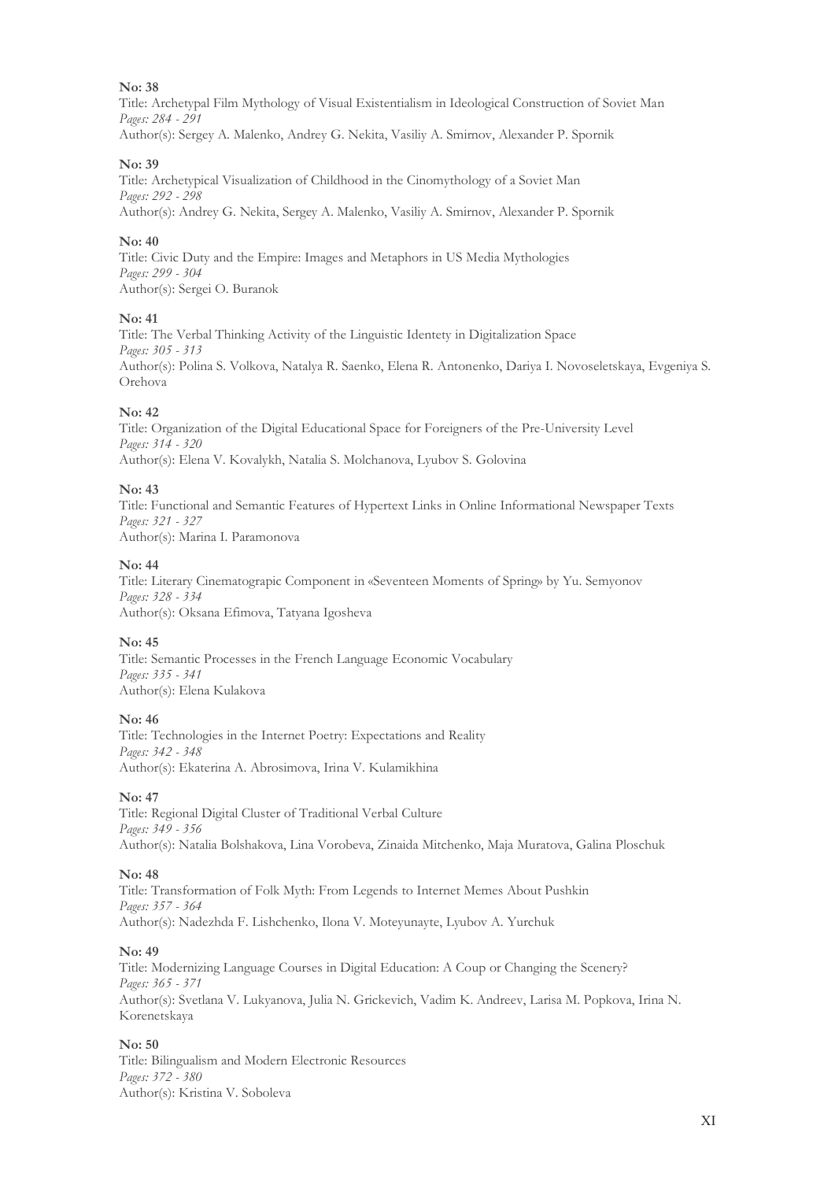**No: 38**

Title: Archetypal Film Mythology of Visual Existentialism in Ideological Construction of Soviet Man

*Pages: 284 - 291*

Author(s): Sergey A. Malenko, Andrey G. Nekita, Vasiliy A. Smirnov, Alexander P. Spornik

**No: 39**

Title: Archetypical Visualization of Childhood in the Cinomythology of a Soviet Man

*Pages: 292 - 298*

Author(s): Andrey G. Nekita, Sergey A. Malenko, Vasiliy A. Smirnov, Alexander P. Spornik

**No: 40**

Title: Civic Duty and the Empire: Images and Metaphors in US Media Mythologies

*Pages: 299 - 304*

Author(s): Sergei O. Buranok

**No: 41**

Title: The Verbal Thinking Activity of the Linguistic Identety in Digitalization Space

*Pages: 305 - 313*

Author(s): Polina S. Volkova, Natalya R. Saenko, Elena R. Antonenko, Dariya I. Novoseletskaya, Evgeniya S. Orehova

**No: 42**

Title: Organization of the Digital Educational Space for Foreigners of the Pre-University Level

*Pages: 314 - 320*

Author(s): Elena V. Kovalykh, Natalia S. Molchanova, Lyubov S. Golovina

**No: 43**

Title: Functional and Semantic Features of Hypertext Links in Online Informational Newspaper Texts

*Pages: 321 - 327*

Author(s): Marina I. Paramonova

**No: 44**

Title: Literary Cinematograpic Component in «Seventeen Moments of Spring» by Yu. Semyonov

*Pages: 328 - 334*

Author(s): Oksana Efimova, Tatyana Igosheva

**No: 45**

Title: Semantic Processes in the French Language Economic Vocabulary

*Pages: 335 - 341*

Author(s): Elena Kulakova

**No: 46**

Title: Technologies in the Internet Poetry: Expectations and Reality

*Pages: 342 - 348*

Author(s): Ekaterina A. Abrosimova, Irina V. Kulamikhina

**No: 47**

Title: Regional Digital Cluster of Traditional Verbal Culture

*Pages: 349 - 356*

Author(s): Natalia Bolshakova, Lina Vorobeva, Zinaida Mitchenko, Maja Muratova, Galina Ploschuk

**No: 48**

Title: Transformation of Folk Myth: From Legends to Internet Memes About Pushkin

*Pages: 357 - 364*

Author(s): Nadezhda F. Lishchenko, Ilona V. Moteyunayte, Lyubov A. Yurchuk

**No: 49**

Title: Modernizing Language Courses in Digital Education: A Coup or Changing the Scenery?

*Pages: 365 - 371*

Author(s): Svetlana V. Lukyanova, Julia N. Grickevich, Vadim K. Andreev, Larisa M. Popkova, Irina N. Korenetskaya

**No: 50**

Title: Bilingualism and Modern Electronic Resources

*Pages: 372 - 380*

Author(s): Kristina V. Soboleva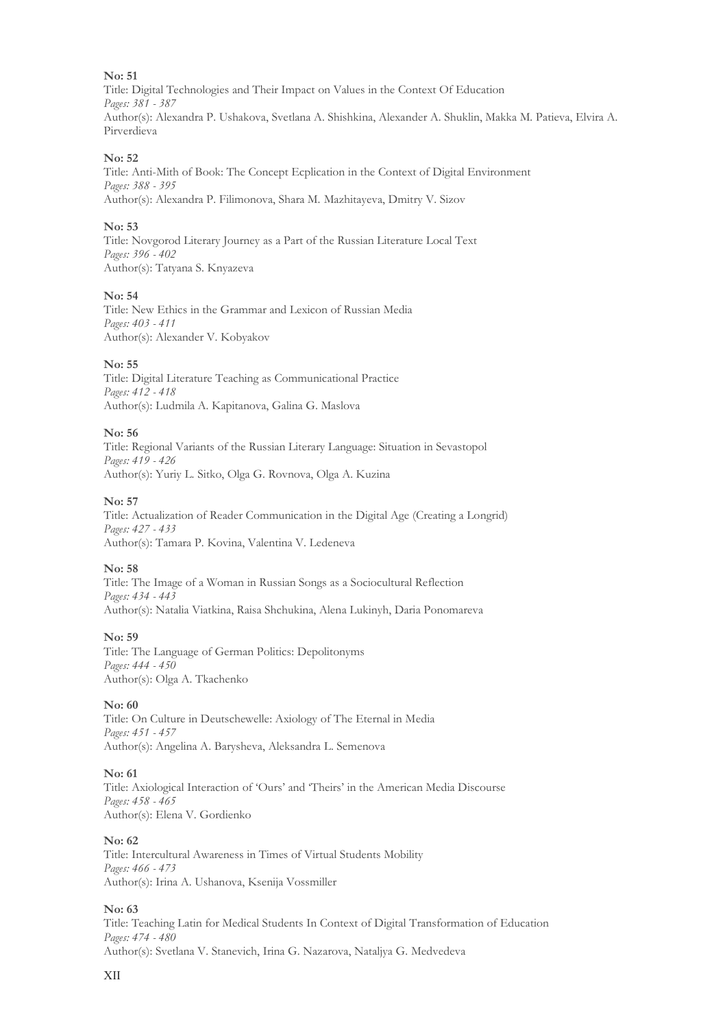**No: 51**
Title: Digital Technologies and Their Impact on Values in the Context Of Education
*Pages: 381 - 387*
Author(s): Alexandra P. Ushakova, Svetlana A. Shishkina, Alexander A. Shuklin, Makka M. Patieva, Elvira A. Pirverdieva

**No: 52**
Title: Anti-Mith of Book: The Concept Ecplication in the Context of Digital Environment
*Pages: 388 - 395*
Author(s): Alexandra P. Filimonova, Shara M. Mazhitayeva, Dmitry V. Sizov

**No: 53**
Title: Novgorod Literary Journey as a Part of the Russian Literature Local Text
*Pages: 396 - 402*
Author(s): Tatyana S. Knyazeva

**No: 54**
Title: New Ethics in the Grammar and Lexicon of Russian Media
*Pages: 403 - 411*
Author(s): Alexander V. Kobyakov

**No: 55**
Title: Digital Literature Teaching as Communicational Practice
*Pages: 412 - 418*
Author(s): Ludmila A. Kapitanova, Galina G. Maslova

**No: 56**
Title: Regional Variants of the Russian Literary Language: Situation in Sevastopol
*Pages: 419 - 426*
Author(s): Yuriy L. Sitko, Olga G. Rovnova, Olga A. Kuzina

**No: 57**
Title: Actualization of Reader Communication in the Digital Age (Creating a Longrid)
*Pages: 427 - 433*
Author(s): Tamara P. Kovina, Valentina V. Ledeneva

**No: 58**
Title: The Image of a Woman in Russian Songs as a Sociocultural Reflection
*Pages: 434 - 443*
Author(s): Natalia Viatkina, Raisa Shchukina, Alena Lukinyh, Daria Ponomareva

**No: 59**
Title: The Language of German Politics: Depolitonyms
*Pages: 444 - 450*
Author(s): Olga A. Tkachenko

**No: 60**
Title: On Culture in Deutschewelle: Axiology of The Eternal in Media
*Pages: 451 - 457*
Author(s): Angelina A. Barysheva, Aleksandra L. Semenova

**No: 61**
Title: Axiological Interaction of 'Ours' and 'Theirs' in the American Media Discourse
*Pages: 458 - 465*
Author(s): Elena V. Gordienko

**No: 62**
Title: Intercultural Awareness in Times of Virtual Students Mobility
*Pages: 466 - 473*
Author(s): Irina A. Ushanova, Ksenija Vossmiller

**No: 63**
Title: Teaching Latin for Medical Students In Context of Digital Transformation of Education
*Pages: 474 - 480*
Author(s): Svetlana V. Stanevich, Irina G. Nazarova, Nataljya G. Medvedeva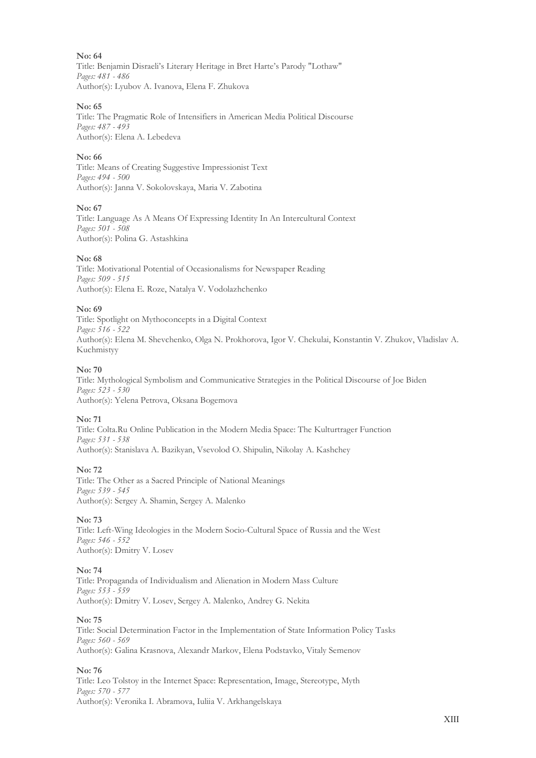**No: 64**
Title: Benjamin Disraeli's Literary Heritage in Bret Harte's Parody "Lothaw"
*Pages: 481 - 486*
Author(s): Lyubov A. Ivanova, Elena F. Zhukova

**No: 65**
Title: The Pragmatic Role of Intensifiers in American Media Political Discourse
*Pages: 487 - 493*
Author(s): Elena A. Lebedeva

**No: 66**
Title: Means of Creating Suggestive Impressionist Text
*Pages: 494 - 500*
Author(s): Janna V. Sokolovskaya, Maria V. Zabotina

**No: 67**
Title: Language As A Means Of Expressing Identity In An Intercultural Context
*Pages: 501 - 508*
Author(s): Polina G. Astashkina

**No: 68**
Title: Motivational Potential of Occasionalisms for Newspaper Reading
*Pages: 509 - 515*
Author(s): Elena E. Roze, Natalya V. Vodolazhchenko

**No: 69**
Title: Spotlight on Mythoconcepts in a Digital Context
*Pages: 516 - 522*
Author(s): Elena M. Shevchenko, Olga N. Prokhorova, Igor V. Chekulai, Konstantin V. Zhukov, Vladislav A. Kuchmistyy

**No: 70**
Title: Mythological Symbolism and Communicative Strategies in the Political Discourse of Joe Biden
*Pages: 523 - 530*
Author(s): Yelena Petrova, Oksana Bogemova

**No: 71**
Title: Colta.Ru Online Publication in the Modern Media Space: The Kulturtrager Function
*Pages: 531 - 538*
Author(s): Stanislava A. Bazikyan, Vsevolod O. Shipulin, Nikolay A. Kashchey

**No: 72**
Title: The Other as a Sacred Principle of National Meanings
*Pages: 539 - 545*
Author(s): Sergey A. Shamin, Sergey A. Malenko

**No: 73**
Title: Left-Wing Ideologies in the Modern Socio-Cultural Space of Russia and the West
*Pages: 546 - 552*
Author(s): Dmitry V. Losev

**No: 74**
Title: Propaganda of Individualism and Alienation in Modern Mass Culture
*Pages: 553 - 559*
Author(s): Dmitry V. Losev, Sergey A. Malenko, Andrey G. Nekita

**No: 75**
Title: Social Determination Factor in the Implementation of State Information Policy Tasks
*Pages: 560 - 569*
Author(s): Galina Krasnova, Alexandr Markov, Elena Podstavko, Vitaly Semenov

**No: 76**
Title: Leo Tolstoy in the Internet Space: Representation, Image, Stereotype, Myth
*Pages: 570 - 577*
Author(s): Veronika I. Abramova, Iuliia V. Arkhangelskaya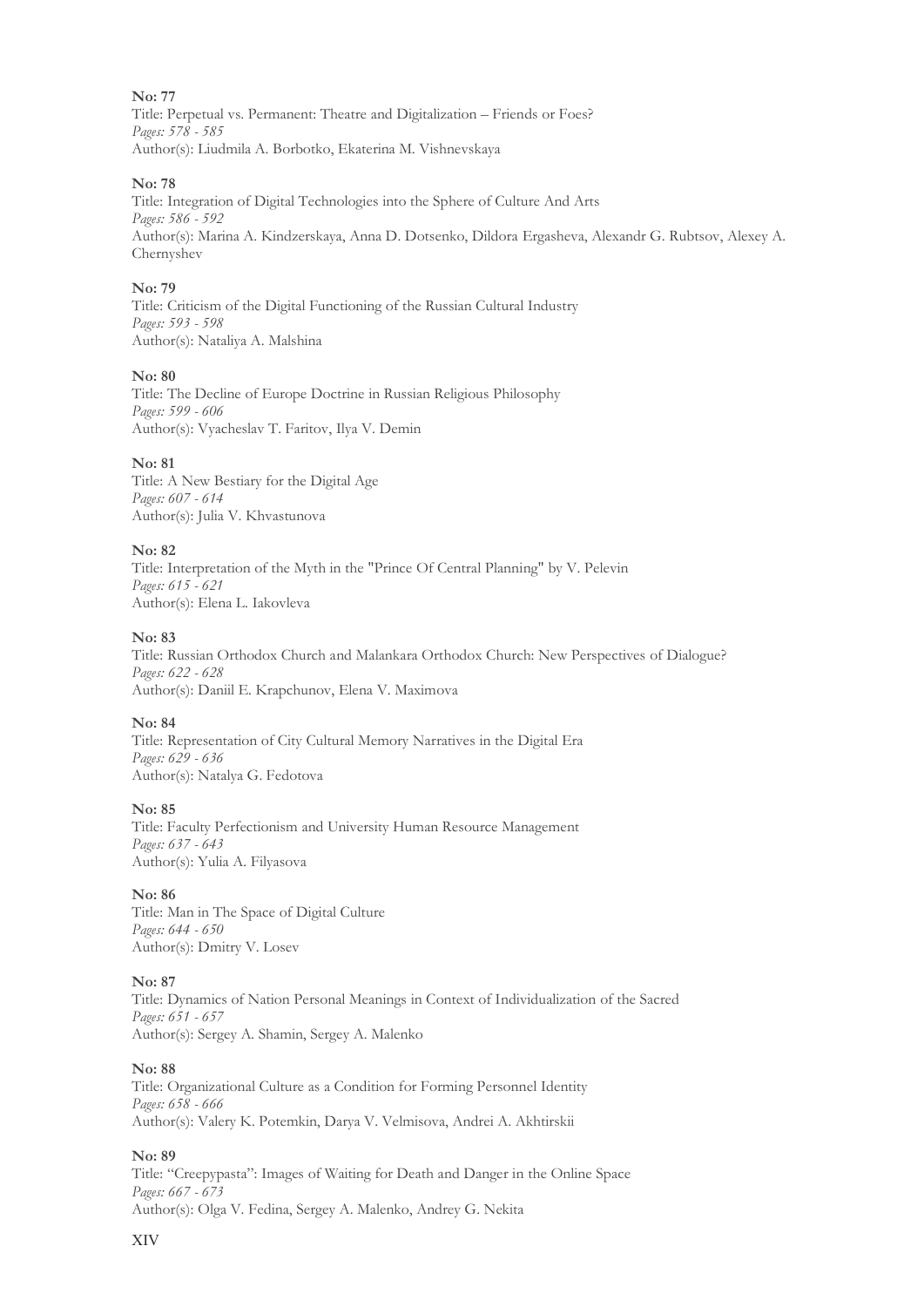**No: 77**
Title: Perpetual vs. Permanent: Theatre and Digitalization – Friends or Foes?
*Pages: 578 - 585*
Author(s): Liudmila A. Borbotko, Ekaterina M. Vishnevskaya

**No: 78**
Title: Integration of Digital Technologies into the Sphere of Culture And Arts
*Pages: 586 - 592*
Author(s): Marina A. Kindzerskaya, Anna D. Dotsenko, Dildora Ergasheva, Alexandr G. Rubtsov, Alexey A. Chernyshev

**No: 79**
Title: Criticism of the Digital Functioning of the Russian Cultural Industry
*Pages: 593 - 598*
Author(s): Nataliya A. Malshina

**No: 80**
Title: The Decline of Europe Doctrine in Russian Religious Philosophy
*Pages: 599 - 606*
Author(s): Vyacheslav T. Faritov, Ilya V. Demin

**No: 81**
Title: A New Bestiary for the Digital Age
*Pages: 607 - 614*
Author(s): Julia V. Khvastunova

**No: 82**
Title: Interpretation of the Myth in the "Prince Of Central Planning" by V. Pelevin
*Pages: 615 - 621*
Author(s): Elena L. Iakovleva

**No: 83**
Title: Russian Orthodox Church and Malankara Orthodox Church: New Perspectives of Dialogue?
*Pages: 622 - 628*
Author(s): Daniil E. Krapchunov, Elena V. Maximova

**No: 84**
Title: Representation of City Cultural Memory Narratives in the Digital Era
*Pages: 629 - 636*
Author(s): Natalya G. Fedotova

**No: 85**
Title: Faculty Perfectionism and University Human Resource Management
*Pages: 637 - 643*
Author(s): Yulia A. Filyasova

**No: 86**
Title: Man in The Space of Digital Culture
*Pages: 644 - 650*
Author(s): Dmitry V. Losev

**No: 87**
Title: Dynamics of Nation Personal Meanings in Context of Individualization of the Sacred
*Pages: 651 - 657*
Author(s): Sergey A. Shamin, Sergey A. Malenko

**No: 88**
Title: Organizational Culture as a Condition for Forming Personnel Identity
*Pages: 658 - 666*
Author(s): Valery K. Potemkin, Darya V. Velmisova, Andrei A. Akhtirskii

**No: 89**
Title: "Creepypasta": Images of Waiting for Death and Danger in the Online Space
*Pages: 667 - 673*
Author(s): Olga V. Fedina, Sergey A. Malenko, Andrey G. Nekita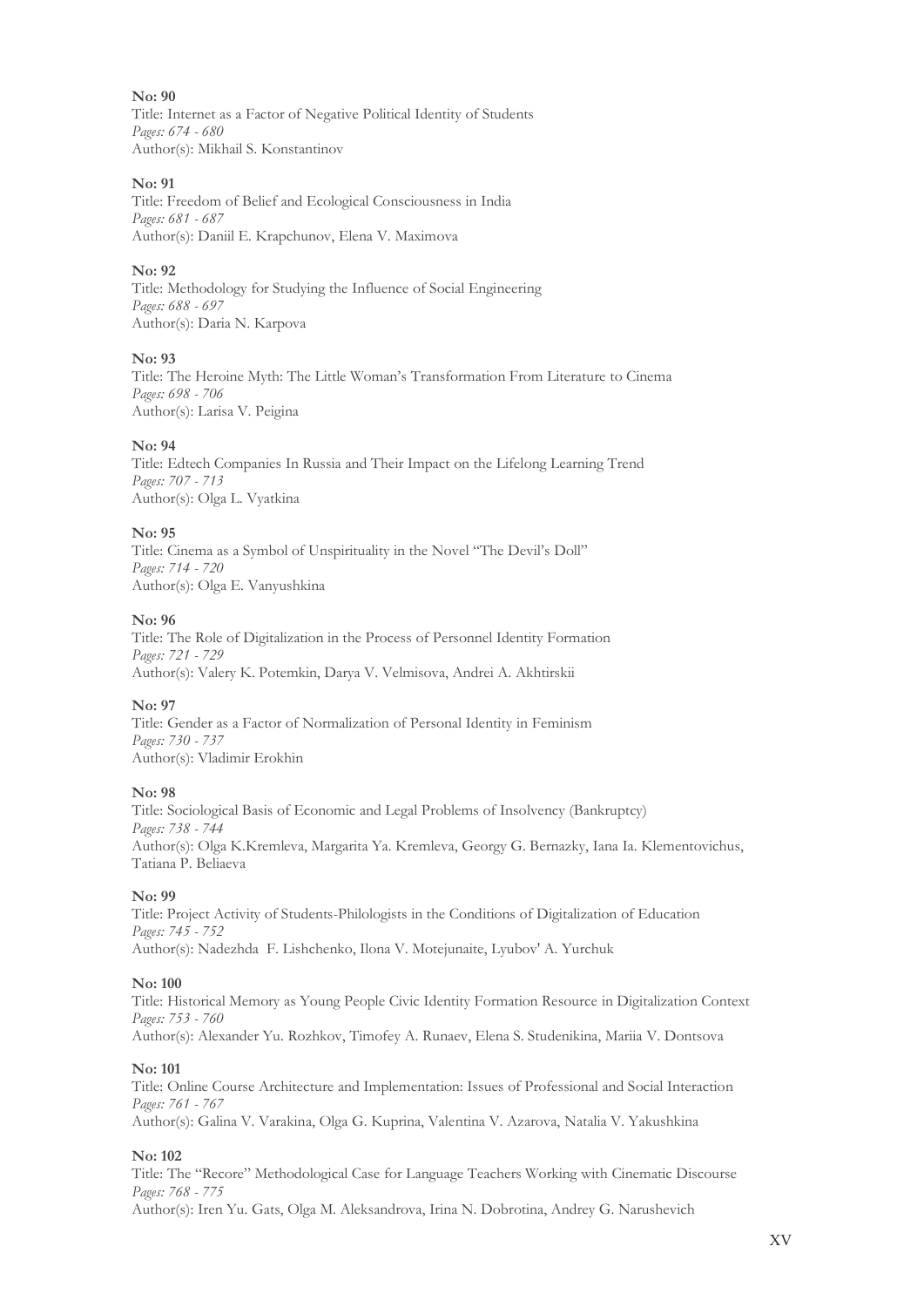**No: 90**
Title: Internet as a Factor of Negative Political Identity of Students
*Pages: 674 - 680*
Author(s): Mikhail S. Konstantinov

**No: 91**
Title: Freedom of Belief and Ecological Consciousness in India
*Pages: 681 - 687*
Author(s): Daniil E. Krapchunov, Elena V. Maximova

**No: 92**
Title: Methodology for Studying the Influence of Social Engineering
*Pages: 688 - 697*
Author(s): Daria N. Karpova

**No: 93**
Title: The Heroine Myth: The Little Woman's Transformation From Literature to Cinema
*Pages: 698 - 706*
Author(s): Larisa V. Peigina

**No: 94**
Title: Edtech Companies In Russia and Their Impact on the Lifelong Learning Trend
*Pages: 707 - 713*
Author(s): Olga L. Vyatkina

**No: 95**
Title: Cinema as a Symbol of Unspirituality in the Novel "The Devil's Doll"
*Pages: 714 - 720*
Author(s): Olga E. Vanyushkina

**No: 96**
Title: The Role of Digitalization in the Process of Personnel Identity Formation
*Pages: 721 - 729*
Author(s): Valery K. Potemkin, Darya V. Velmisova, Andrei A. Akhtirskii

**No: 97**
Title: Gender as a Factor of Normalization of Personal Identity in Feminism
*Pages: 730 - 737*
Author(s): Vladimir Erokhin

**No: 98**
Title: Sociological Basis of Economic and Legal Problems of Insolvency (Bankruptcy)
*Pages: 738 - 744*
Author(s): Olga K.Kremleva, Margarita Ya. Kremleva, Georgy G. Bernazky, Iana Ia. Klementovichus, Tatiana P. Beliaeva

**No: 99**
Title: Project Activity of Students-Philologists in the Conditions of Digitalization of Education
*Pages: 745 - 752*
Author(s): Nadezhda F. Lishchenko, Ilona V. Motejunaite, Lyubov' A. Yurchuk

**No: 100**
Title: Historical Memory as Young People Civic Identity Formation Resource in Digitalization Context
*Pages: 753 - 760*
Author(s): Alexander Yu. Rozhkov, Timofey A. Runaev, Elena S. Studenikina, Mariia V. Dontsova

**No: 101**
Title: Online Course Architecture and Implementation: Issues of Professional and Social Interaction
*Pages: 761 - 767*
Author(s): Galina V. Varakina, Olga G. Kuprina, Valentina V. Azarova, Natalia V. Yakushkina

**No: 102**
Title: The "Recore" Methodological Case for Language Teachers Working with Cinematic Discourse
*Pages: 768 - 775*
Author(s): Iren Yu. Gats, Olga M. Aleksandrova, Irina N. Dobrotina, Andrey G. Narushevich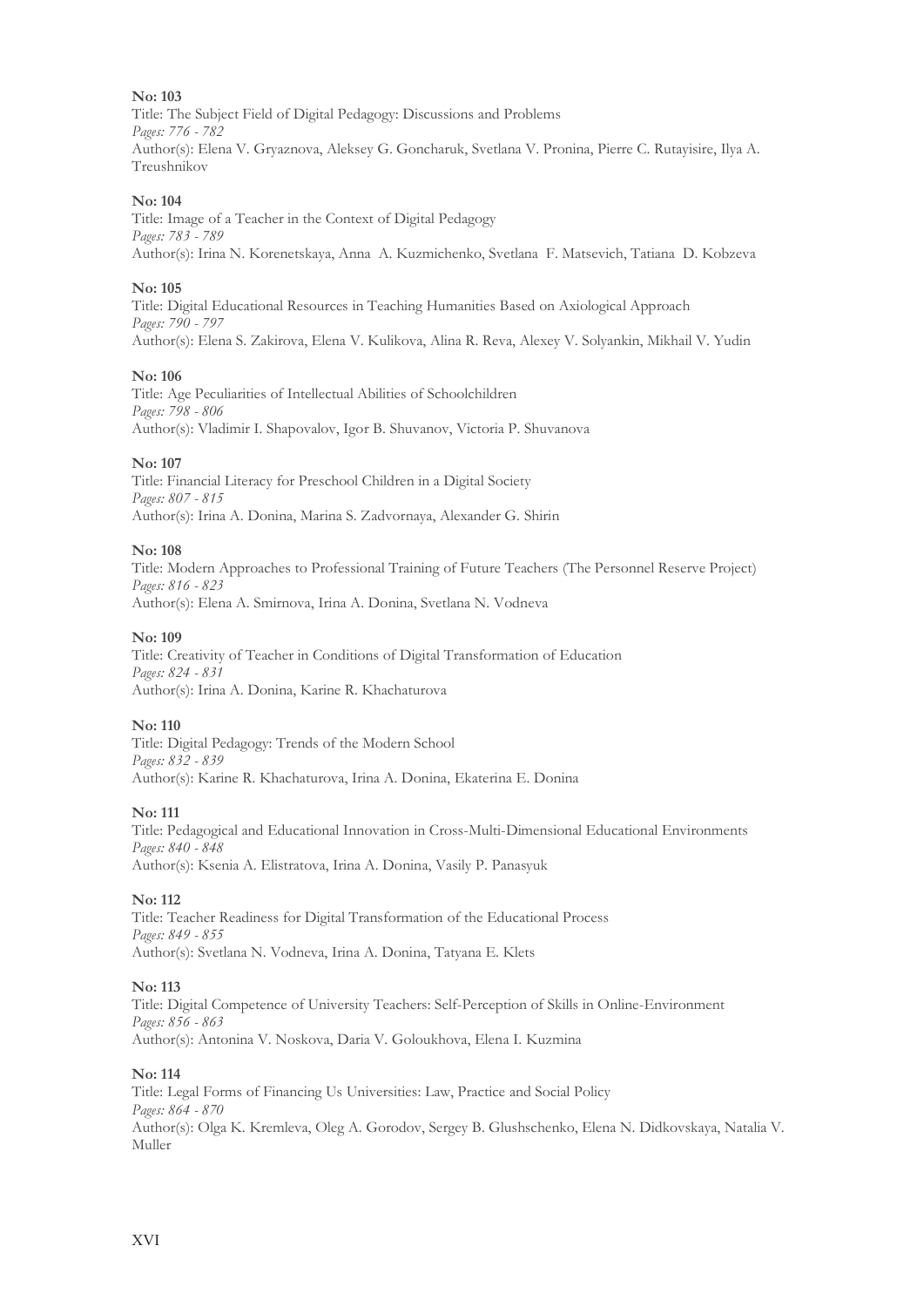**No: 103**
Title: The Subject Field of Digital Pedagogy: Discussions and Problems
*Pages: 776 - 782*
Author(s): Elena V. Gryaznova, Aleksey G. Goncharuk, Svetlana V. Pronina, Pierre C. Rutayisire, Ilya A. Treushnikov

**No: 104**
Title: Image of a Teacher in the Context of Digital Pedagogy
*Pages: 783 - 789*
Author(s): Irina N. Korenetskaya, Anna A. Kuzmichenko, Svetlana F. Matsevich, Tatiana D. Kobzeva

**No: 105**
Title: Digital Educational Resources in Teaching Humanities Based on Axiological Approach
*Pages: 790 - 797*
Author(s): Elena S. Zakirova, Elena V. Kulikova, Alina R. Reva, Alexey V. Solyankin, Mikhail V. Yudin

**No: 106**
Title: Age Peculiarities of Intellectual Abilities of Schoolchildren
*Pages: 798 - 806*
Author(s): Vladimir I. Shapovalov, Igor B. Shuvanov, Victoria P. Shuvanova

**No: 107**
Title: Financial Literacy for Preschool Children in a Digital Society
*Pages: 807 - 815*
Author(s): Irina A. Donina, Marina S. Zadvornaya, Alexander G. Shirin

**No: 108**
Title: Modern Approaches to Professional Training of Future Teachers (The Personnel Reserve Project)
*Pages: 816 - 823*
Author(s): Elena A. Smirnova, Irina A. Donina, Svetlana N. Vodneva

**No: 109**
Title: Creativity of Teacher in Conditions of Digital Transformation of Education
*Pages: 824 - 831*
Author(s): Irina A. Donina, Karine R. Khachaturova

**No: 110**
Title: Digital Pedagogy: Trends of the Modern School
*Pages: 832 - 839*
Author(s): Karine R. Khachaturova, Irina A. Donina, Ekaterina E. Donina

**No: 111**
Title: Pedagogical and Educational Innovation in Cross-Multi-Dimensional Educational Environments
*Pages: 840 - 848*
Author(s): Ksenia A. Elistratova, Irina A. Donina, Vasily P. Panasyuk

**No: 112**
Title: Teacher Readiness for Digital Transformation of the Educational Process
*Pages: 849 - 855*
Author(s): Svetlana N. Vodneva, Irina A. Donina, Tatyana E. Klets

**No: 113**
Title: Digital Competence of University Teachers: Self-Perception of Skills in Online-Environment
*Pages: 856 - 863*
Author(s): Antonina V. Noskova, Daria V. Goloukhova, Elena I. Kuzmina

**No: 114**
Title: Legal Forms of Financing Us Universities: Law, Practice and Social Policy
*Pages: 864 - 870*
Author(s): Olga K. Kremleva, Oleg A. Gorodov, Sergey B. Glushschenko, Elena N. Didkovskaya, Natalia V. Muller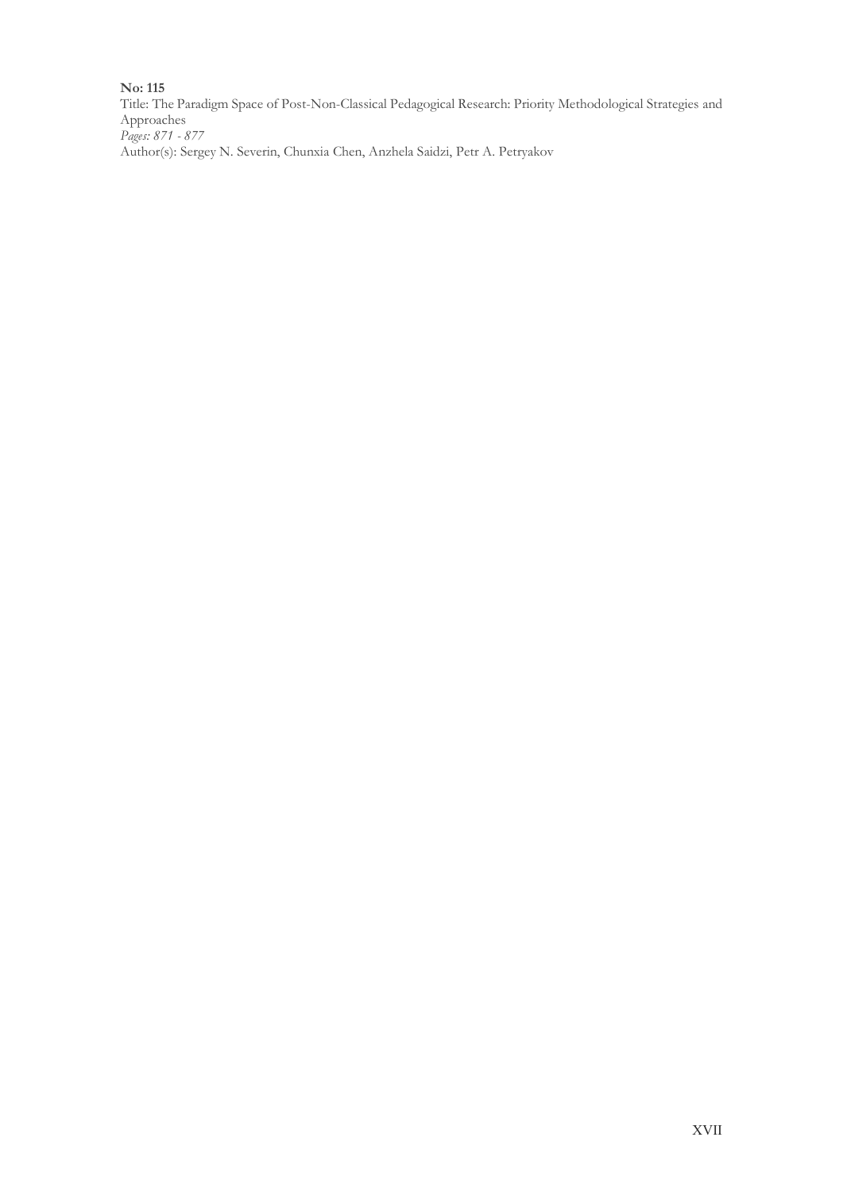**No: 115**
Title: The Paradigm Space of Post-Non-Classical Pedagogical Research: Priority Methodological Strategies and Approaches
*Pages: 871 - 877*
Author(s): Sergey N. Severin, Chunxia Chen, Anzhela Saidzi, Petr A. Petryakov